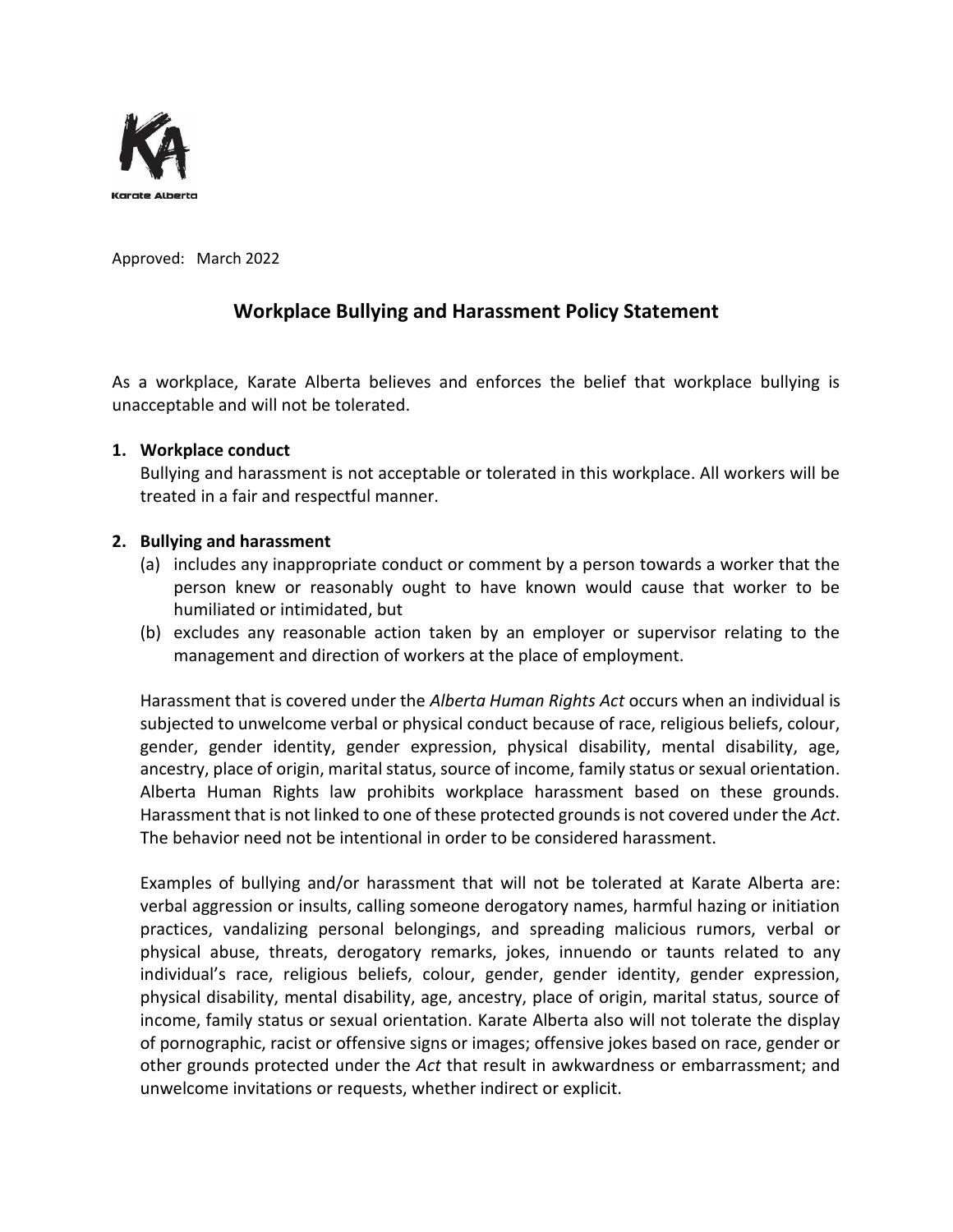Karate Alberta

Approved: March 2022

# Workplace Bullying and Harassment Policy Statement

As a workplace, Karate Alberta believes and enforces the belief that workplace bullying is unacceptable and will not be tolerated.

1. **Workplace conduct**

   Bullying and harassment is not acceptable or tolerated in this workplace. All workers will be treated in a fair and respectful manner.

2. **Bullying and harassment**

   (a) includes any inappropriate conduct or comment by a person towards a worker that the person knew or reasonably ought to have known would cause that worker to be humiliated or intimidated, but

   (b) excludes any reasonable action taken by an employer or supervisor relating to the management and direction of workers at the place of employment.

   Harassment that is covered under the *Alberta Human Rights Act* occurs when an individual is subjected to unwelcome verbal or physical conduct because of race, religious beliefs, colour, gender, gender identity, gender expression, physical disability, mental disability, age, ancestry, place of origin, marital status, source of income, family status or sexual orientation. Alberta Human Rights law prohibits workplace harassment based on these grounds. Harassment that is not linked to one of these protected grounds is not covered under the *Act*. The behavior need not be intentional in order to be considered harassment.

   Examples of bullying and/or harassment that will not be tolerated at Karate Alberta are: verbal aggression or insults, calling someone derogatory names, harmful hazing or initiation practices, vandalizing personal belongings, and spreading malicious rumors, verbal or physical abuse, threats, derogatory remarks, jokes, innuendo or taunts related to any individual's race, religious beliefs, colour, gender, gender identity, gender expression, physical disability, mental disability, age, ancestry, place of origin, marital status, source of income, family status or sexual orientation. Karate Alberta also will not tolerate the display of pornographic, racist or offensive signs or images; offensive jokes based on race, gender or other grounds protected under the *Act* that result in awkwardness or embarrassment; and unwelcome invitations or requests, whether indirect or explicit.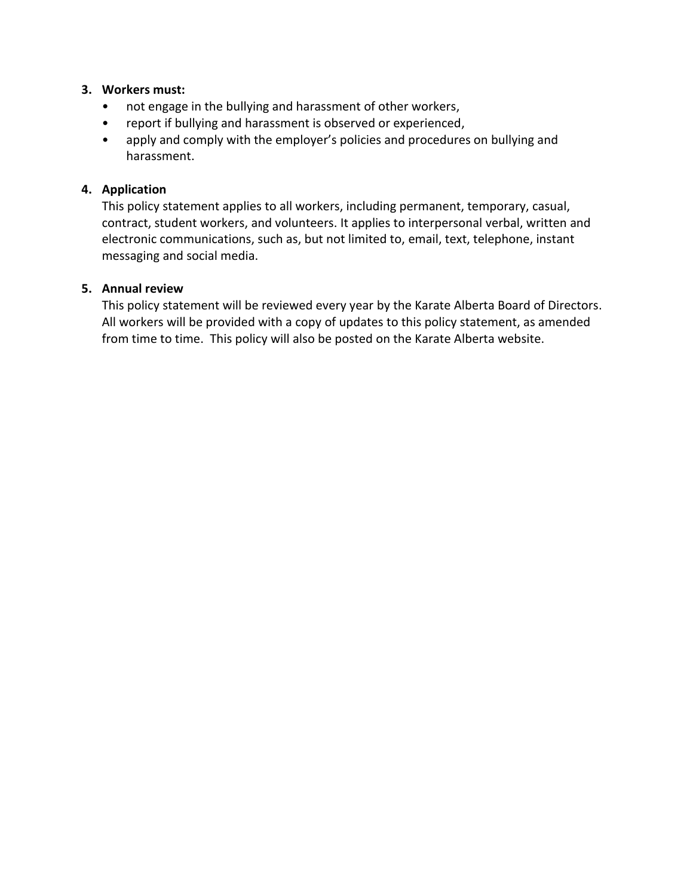3. **Workers must:**
   - not engage in the bullying and harassment of other workers,
   - report if bullying and harassment is observed or experienced,
   - apply and comply with the employer's policies and procedures on bullying and harassment.

4. **Application**

   This policy statement applies to all workers, including permanent, temporary, casual, contract, student workers, and volunteers. It applies to interpersonal verbal, written and electronic communications, such as, but not limited to, email, text, telephone, instant messaging and social media.

5. **Annual review**

   This policy statement will be reviewed every year by the Karate Alberta Board of Directors. All workers will be provided with a copy of updates to this policy statement, as amended from time to time. This policy will also be posted on the Karate Alberta website.